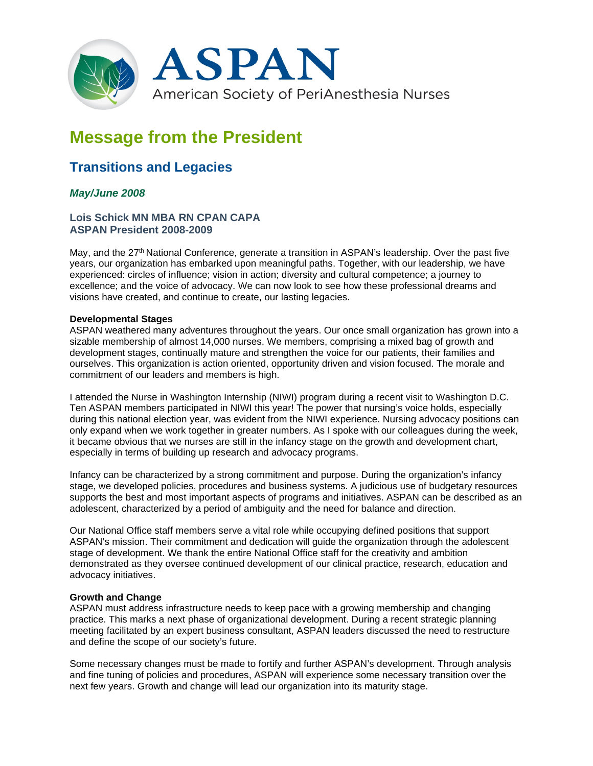# ASPAN

American Society of PeriAnesthesia Nurses

# Message from the President

## Transitions and Legacies

***May/June 2008***

**Lois Schick MN MBA RN CPAN CAPA**
**ASPAN President 2008-2009**

May, and the 27th National Conference, generate a transition in ASPAN's leadership. Over the past five years, our organization has embarked upon meaningful paths. Together, with our leadership, we have experienced: circles of influence; vision in action; diversity and cultural competence; a journey to excellence; and the voice of advocacy. We can now look to see how these professional dreams and visions have created, and continue to create, our lasting legacies.

**Developmental Stages**

ASPAN weathered many adventures throughout the years. Our once small organization has grown into a sizable membership of almost 14,000 nurses. We members, comprising a mixed bag of growth and development stages, continually mature and strengthen the voice for our patients, their families and ourselves. This organization is action oriented, opportunity driven and vision focused. The morale and commitment of our leaders and members is high.

I attended the Nurse in Washington Internship (NIWI) program during a recent visit to Washington D.C. Ten ASPAN members participated in NIWI this year! The power that nursing's voice holds, especially during this national election year, was evident from the NIWI experience. Nursing advocacy positions can only expand when we work together in greater numbers. As I spoke with our colleagues during the week, it became obvious that we nurses are still in the infancy stage on the growth and development chart, especially in terms of building up research and advocacy programs.

Infancy can be characterized by a strong commitment and purpose. During the organization's infancy stage, we developed policies, procedures and business systems. A judicious use of budgetary resources supports the best and most important aspects of programs and initiatives. ASPAN can be described as an adolescent, characterized by a period of ambiguity and the need for balance and direction.

Our National Office staff members serve a vital role while occupying defined positions that support ASPAN's mission. Their commitment and dedication will guide the organization through the adolescent stage of development. We thank the entire National Office staff for the creativity and ambition demonstrated as they oversee continued development of our clinical practice, research, education and advocacy initiatives.

**Growth and Change**

ASPAN must address infrastructure needs to keep pace with a growing membership and changing practice. This marks a next phase of organizational development. During a recent strategic planning meeting facilitated by an expert business consultant, ASPAN leaders discussed the need to restructure and define the scope of our society's future.

Some necessary changes must be made to fortify and further ASPAN's development. Through analysis and fine tuning of policies and procedures, ASPAN will experience some necessary transition over the next few years. Growth and change will lead our organization into its maturity stage.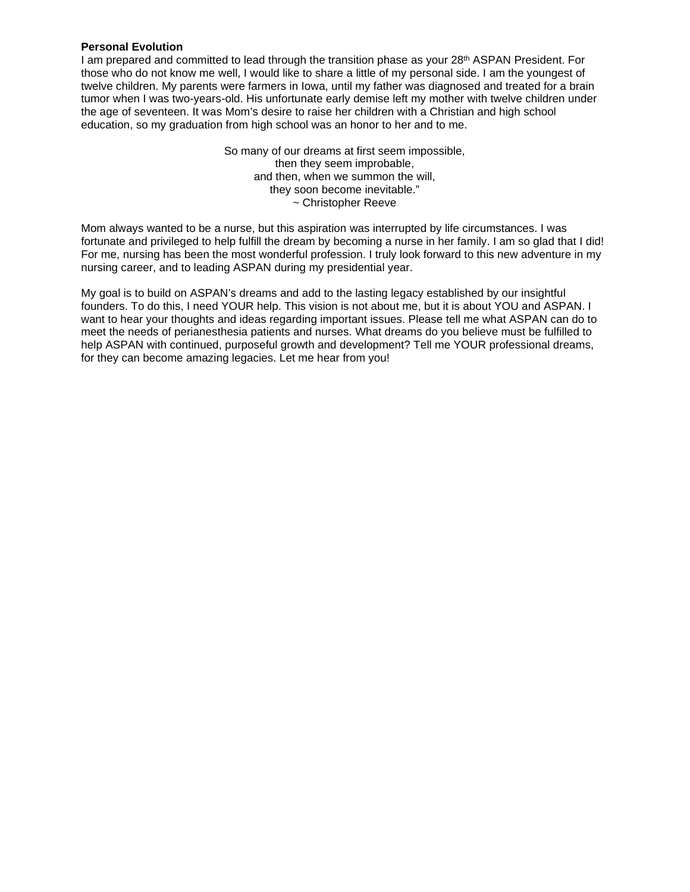**Personal Evolution**

I am prepared and committed to lead through the transition phase as your 28th ASPAN President. For those who do not know me well, I would like to share a little of my personal side. I am the youngest of twelve children. My parents were farmers in Iowa, until my father was diagnosed and treated for a brain tumor when I was two-years-old. His unfortunate early demise left my mother with twelve children under the age of seventeen. It was Mom's desire to raise her children with a Christian and high school education, so my graduation from high school was an honor to her and to me.

So many of our dreams at first seem impossible,
then they seem improbable,
and then, when we summon the will,
they soon become inevitable."
~ Christopher Reeve

Mom always wanted to be a nurse, but this aspiration was interrupted by life circumstances. I was fortunate and privileged to help fulfill the dream by becoming a nurse in her family. I am so glad that I did! For me, nursing has been the most wonderful profession. I truly look forward to this new adventure in my nursing career, and to leading ASPAN during my presidential year.

My goal is to build on ASPAN's dreams and add to the lasting legacy established by our insightful founders. To do this, I need YOUR help. This vision is not about me, but it is about YOU and ASPAN. I want to hear your thoughts and ideas regarding important issues. Please tell me what ASPAN can do to meet the needs of perianesthesia patients and nurses. What dreams do you believe must be fulfilled to help ASPAN with continued, purposeful growth and development? Tell me YOUR professional dreams, for they can become amazing legacies. Let me hear from you!